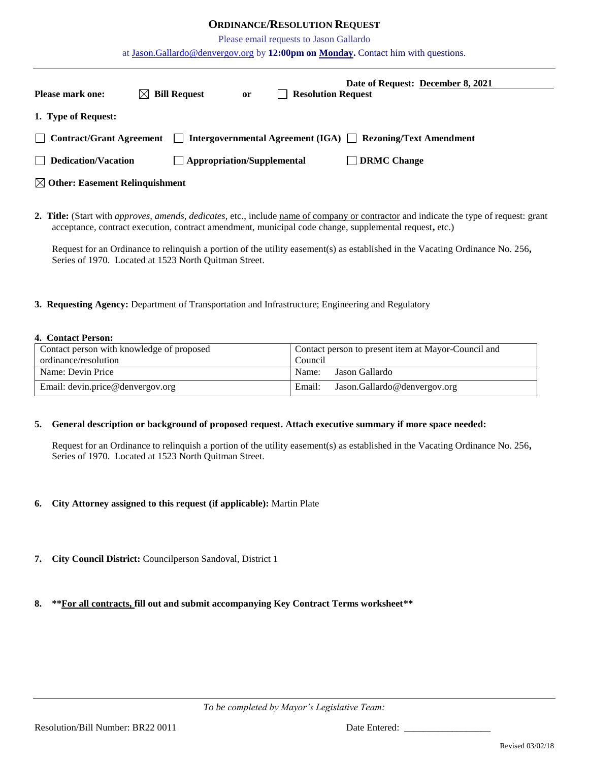# ORDINANCE/RESOLUTION REQUEST

Please email requests to Jason Gallardo

at Jason.Gallardo@denvergov.org by **12:00pm on Monday.** Contact him with questions.

---

**Date of Request: December 8, 2021**

**Please mark one:** ☒ **Bill Request** **or** ☐ **Resolution Request**

**1. Type of Request:**

☐ **Contract/Grant Agreement** ☐ **Intergovernmental Agreement (IGA)** ☐ **Rezoning/Text Amendment**

☐ **Dedication/Vacation** ☐ **Appropriation/Supplemental** ☐ **DRMC Change**

☒ **Other: Easement Relinquishment**

**2. Title:** (Start with *approves, amends, dedicates*, etc., include name of company or contractor and indicate the type of request: grant acceptance, contract execution, contract amendment, municipal code change, supplemental request, etc.)

Request for an Ordinance to relinquish a portion of the utility easement(s) as established in the Vacating Ordinance No. 256, Series of 1970. Located at 1523 North Quitman Street.

**3. Requesting Agency:** Department of Transportation and Infrastructure; Engineering and Regulatory

**4. Contact Person:**

| Contact person with knowledge of proposed ordinance/resolution | Contact person to present item at Mayor-Council and Council |
|---|---|
| Name: Devin Price | Name: Jason Gallardo |
| Email: devin.price@denvergov.org | Email: Jason.Gallardo@denvergov.org |

**5. General description or background of proposed request. Attach executive summary if more space needed:**

Request for an Ordinance to relinquish a portion of the utility easement(s) as established in the Vacating Ordinance No. 256, Series of 1970. Located at 1523 North Quitman Street.

**6. City Attorney assigned to this request (if applicable):** Martin Plate

**7. City Council District:** Councilperson Sandoval, District 1

**8. \*\*For all contracts, fill out and submit accompanying Key Contract Terms worksheet\*\***

---

*To be completed by Mayor's Legislative Team:*

Resolution/Bill Number: BR22 0011 Date Entered: ___________________

Revised 03/02/18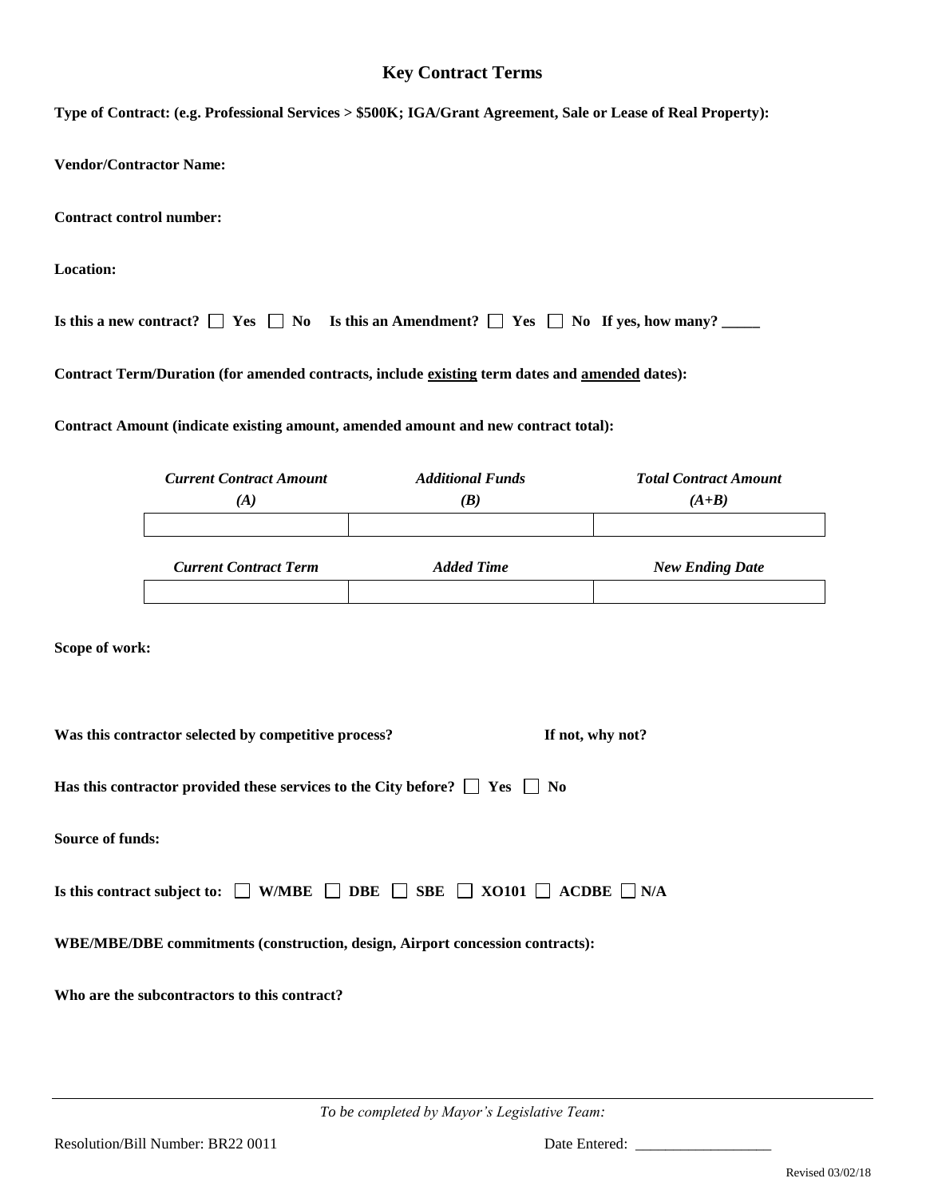# Key Contract Terms

**Type of Contract: (e.g. Professional Services > $500K; IGA/Grant Agreement, Sale or Lease of Real Property):**

**Vendor/Contractor Name:**

**Contract control number:**

**Location:**

**Is this a new contract?** ☐ **Yes** ☐ **No** **Is this an Amendment?** ☐ **Yes** ☐ **No** **If yes, how many? _____**

**Contract Term/Duration (for amended contracts, include existing term dates and amended dates):**

**Contract Amount (indicate existing amount, amended amount and new contract total):**

| *Current Contract Amount (A)* | *Additional Funds (B)* | *Total Contract Amount (A+B)* |
|---|---|---|
| | | |

| *Current Contract Term* | *Added Time* | *New Ending Date* |
|---|---|---|
| | | |

**Scope of work:**

**Was this contractor selected by competitive process?** **If not, why not?**

**Has this contractor provided these services to the City before?** ☐ **Yes** ☐ **No**

**Source of funds:**

**Is this contract subject to:** ☐ **W/MBE** ☐ **DBE** ☐ **SBE** ☐ **XO101** ☐ **ACDBE** ☐ **N/A**

**WBE/MBE/DBE commitments (construction, design, Airport concession contracts):**

**Who are the subcontractors to this contract?**

---

*To be completed by Mayor's Legislative Team:*

Resolution/Bill Number: BR22 0011 Date Entered: __________________

Revised 03/02/18